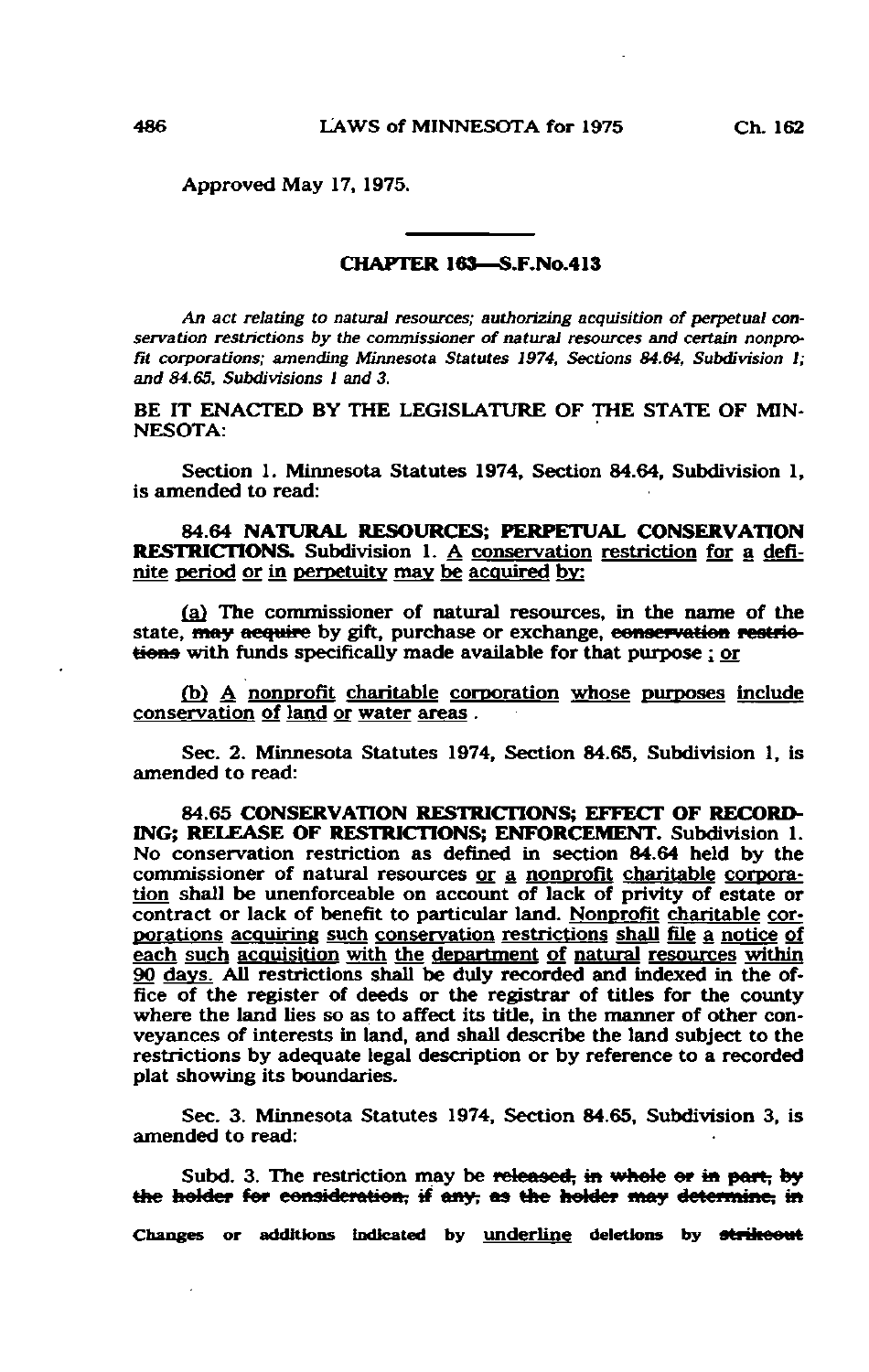Approved May 17, 1975.

## CHAPTER 163—S.F.No.413

*An act relating to natural resources; authorizing acquisition of perpetual conservation restrictions by the commissioner of natural resources and certain nonprofit corporations; amending Minnesota Statutes 1974, Sections 84.64, Subdivision 1; and 84.65, Subdivisions 1 and 3.*

BE IT ENACTED BY THE LEGISLATURE OF THE STATE OF MINNESOTA:

Section 1. Minnesota Statutes 1974, Section 84.64, Subdivision 1, is amended to read:

**84.64 NATURAL RESOURCES; PERPETUAL CONSERVATION RESTRICTIONS.** Subdivision 1. <u>A conservation restriction for a definite period or in perpetuity may be acquired by:</u>

<u>(a)</u> The commissioner of natural resources, in the name of the state, ~~may acquire~~ by gift, purchase or exchange, ~~conservation restrictions~~ with funds specifically made available for that purpose <u>; or</u>

<u>(b) A nonprofit charitable corporation whose purposes include conservation of land or water areas</u> .

Sec. 2. Minnesota Statutes 1974, Section 84.65, Subdivision 1, is amended to read:

**84.65 CONSERVATION RESTRICTIONS; EFFECT OF RECORDING; RELEASE OF RESTRICTIONS; ENFORCEMENT.** Subdivision 1. No conservation restriction as defined in section 84.64 held by the commissioner of natural resources <u>or a nonprofit charitable corporation</u> shall be unenforceable on account of lack of privity of estate or contract or lack of benefit to particular land. <u>Nonprofit charitable corporations acquiring such conservation restrictions shall file a notice of each such acquisition with the department of natural resources within 90 days.</u> All restrictions shall be duly recorded and indexed in the office of the register of deeds or the registrar of titles for the county where the land lies so as to affect its title, in the manner of other conveyances of interests in land, and shall describe the land subject to the restrictions by adequate legal description or by reference to a recorded plat showing its boundaries.

Sec. 3. Minnesota Statutes 1974, Section 84.65, Subdivision 3, is amended to read:

Subd. 3. The restriction may be ~~released, in whole or in part, by the holder for consideration, if any, as the holder may determine, in~~

Changes or additions indicated by <u>underline</u> deletions by ~~strikeout~~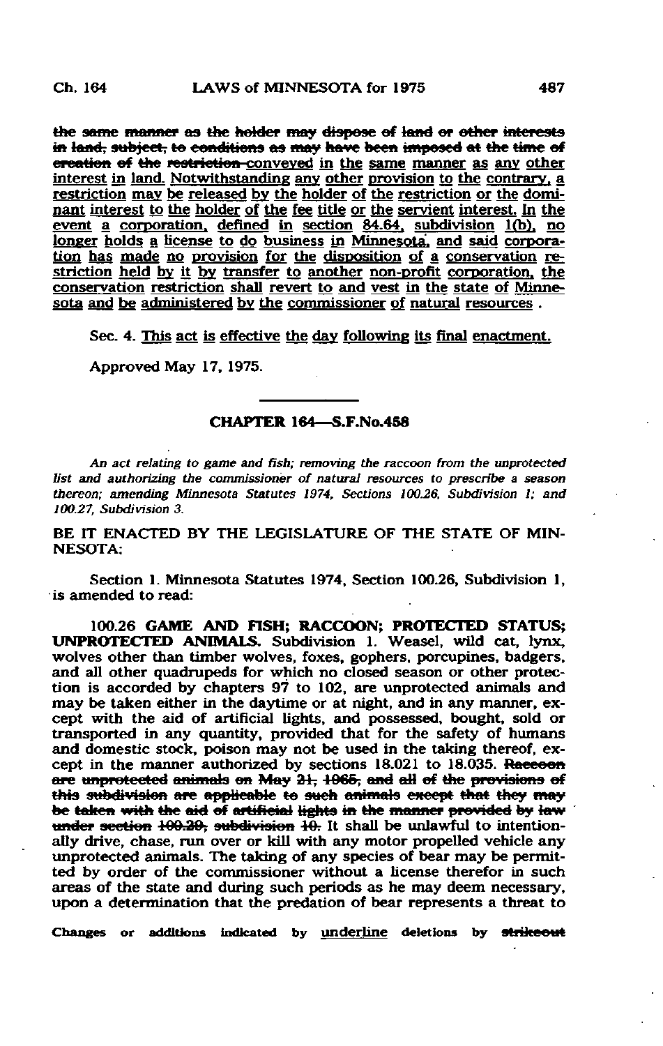~~the same manner as the holder may dispose of land or other interests in land, subject, to conditions as may have been imposed at the time of creation of the restriction~~ conveyed in the same manner as any other interest in land. Notwithstanding any other provision to the contrary, a restriction may be released by the holder of the restriction or the dominant interest to the holder of the fee title or the servient interest. In the event a corporation, defined in section 84.64, subdivision 1(b), no longer holds a license to do business in Minnesota, and said corporation has made no provision for the disposition of a conservation restriction held by it by transfer to another non-profit corporation, the conservation restriction shall revert to and vest in the state of Minnesota and be administered by the commissioner of natural resources .

Sec. 4. This act is effective the day following its final enactment.

Approved May 17, 1975.

## CHAPTER 164—S.F.No.458

*An act relating to game and fish; removing the raccoon from the unprotected list and authorizing the commissioner of natural resources to prescribe a season thereon; amending Minnesota Statutes 1974, Sections 100.26, Subdivision 1; and 100.27, Subdivision 3.*

BE IT ENACTED BY THE LEGISLATURE OF THE STATE OF MINNESOTA:

Section 1. Minnesota Statutes 1974, Section 100.26, Subdivision 1, is amended to read:

100.26 **GAME AND FISH; RACCOON; PROTECTED STATUS; UNPROTECTED ANIMALS.** Subdivision 1. Weasel, wild cat, lynx, wolves other than timber wolves, foxes, gophers, porcupines, badgers, and all other quadrupeds for which no closed season or other protection is accorded by chapters 97 to 102, are unprotected animals and may be taken either in the daytime or at night, and in any manner, except with the aid of artificial lights, and possessed, bought, sold or transported in any quantity, provided that for the safety of humans and domestic stock, poison may not be used in the taking thereof, except in the manner authorized by sections 18.021 to 18.035. ~~Raccoon are unprotected animals on May 21, 1965, and all of the provisions of this subdivision are applicable to such animals except that they may be taken with the aid of artificial lights in the manner provided by law under section 100.29, subdivision 10.~~ It shall be unlawful to intentionally drive, chase, run over or kill with any motor propelled vehicle any unprotected animals. The taking of any species of bear may be permitted by order of the commissioner without a license therefor in such areas of the state and during such periods as he may deem necessary, upon a determination that the predation of bear represents a threat to

Changes or additions indicated by underline deletions by ~~strikeout~~